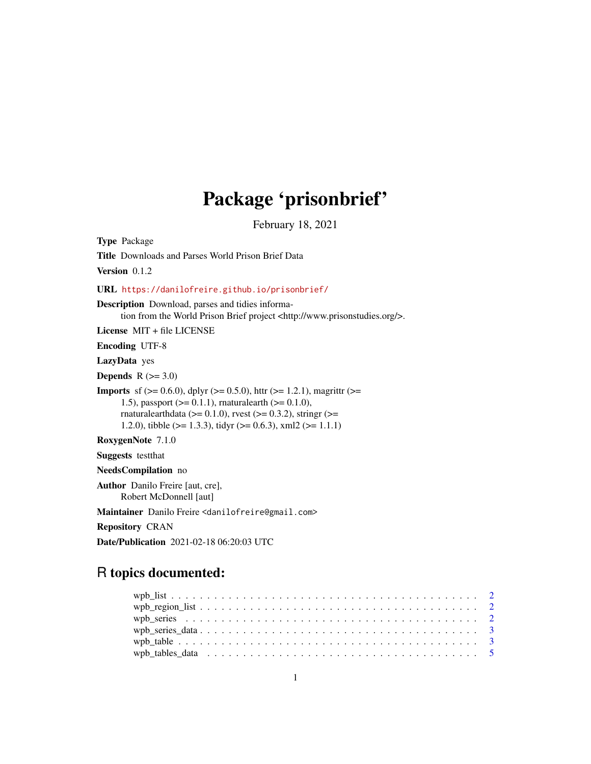# Package 'prisonbrief'

February 18, 2021

**Type** Package

**Title** Downloads and Parses World Prison Brief Data

**Version** 0.1.2

**URL** https://danilofreire.github.io/prisonbrief/

**Description** Download, parses and tidies information from the World Prison Brief project <http://www.prisonstudies.org/>.

**License** MIT + file LICENSE

**Encoding** UTF-8

**LazyData** yes

**Depends** R (>= 3.0)

**Imports** sf (>= 0.6.0), dplyr (>= 0.5.0), httr (>= 1.2.1), magrittr (>= 1.5), passport (>= 0.1.1), rnaturalearth (>= 0.1.0), rnaturalearthdata (>= 0.1.0), rvest (>= 0.3.2), stringr (>= 1.2.0), tibble (>= 1.3.3), tidyr (>= 0.6.3), xml2 (>= 1.1.1)

**RoxygenNote** 7.1.0

**Suggests** testthat

**NeedsCompilation** no

**Author** Danilo Freire [aut, cre], Robert McDonnell [aut]

**Maintainer** Danilo Freire <danilofreire@gmail.com>

**Repository** CRAN

**Date/Publication** 2021-02-18 06:20:03 UTC

## R topics documented:

- wpb_list . . . . . . . . . . . . . . . . . . . . . . . . . . . . . . . . . . . . . . . . . . 2
- wpb_region_list . . . . . . . . . . . . . . . . . . . . . . . . . . . . . . . . . . . . . . 2
- wpb_series . . . . . . . . . . . . . . . . . . . . . . . . . . . . . . . . . . . . . . . . . 2
- wpb_series_data . . . . . . . . . . . . . . . . . . . . . . . . . . . . . . . . . . . . . . 3
- wpb_table . . . . . . . . . . . . . . . . . . . . . . . . . . . . . . . . . . . . . . . . . 3
- wpb_tables_data . . . . . . . . . . . . . . . . . . . . . . . . . . . . . . . . . . . . . . 5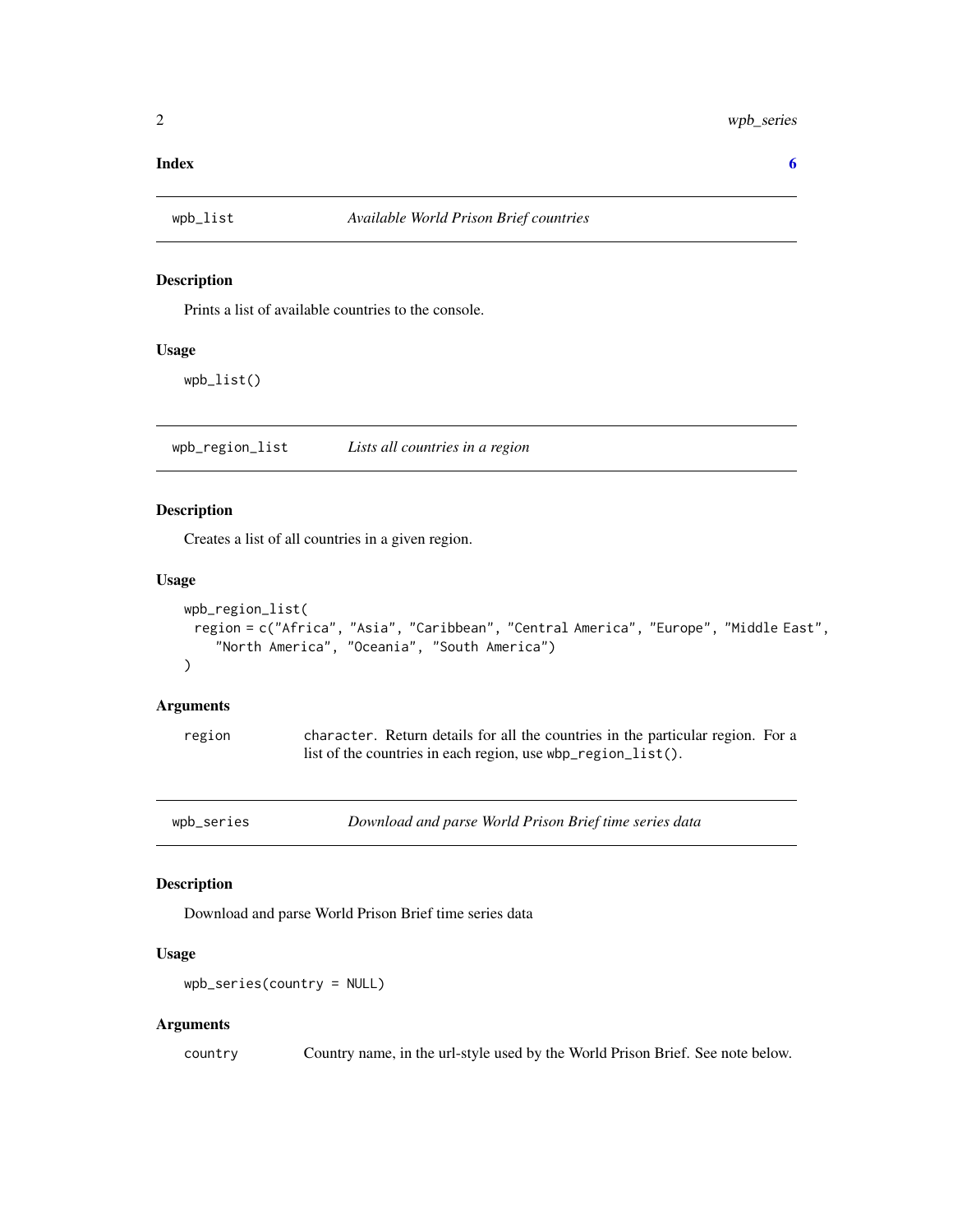**Index** **6**

## wpb_list — *Available World Prison Brief countries*

### Description

Prints a list of available countries to the console.

### Usage

```
wpb_list()
```

## wpb_region_list — *Lists all countries in a region*

### Description

Creates a list of all countries in a given region.

### Usage

```
wpb_region_list(
  region = c("Africa", "Asia", "Caribbean", "Central America", "Europe", "Middle East",
    "North America", "Oceania", "South America")
)
```

### Arguments

| | |
|---|---|
| region | `character`. Return details for all the countries in the particular region. For a list of the countries in each region, use `wbp_region_list()`. |

## wpb_series — *Download and parse World Prison Brief time series data*

### Description

Download and parse World Prison Brief time series data

### Usage

```
wpb_series(country = NULL)
```

### Arguments

| | |
|---|---|
| country | Country name, in the url-style used by the World Prison Brief. See note below. |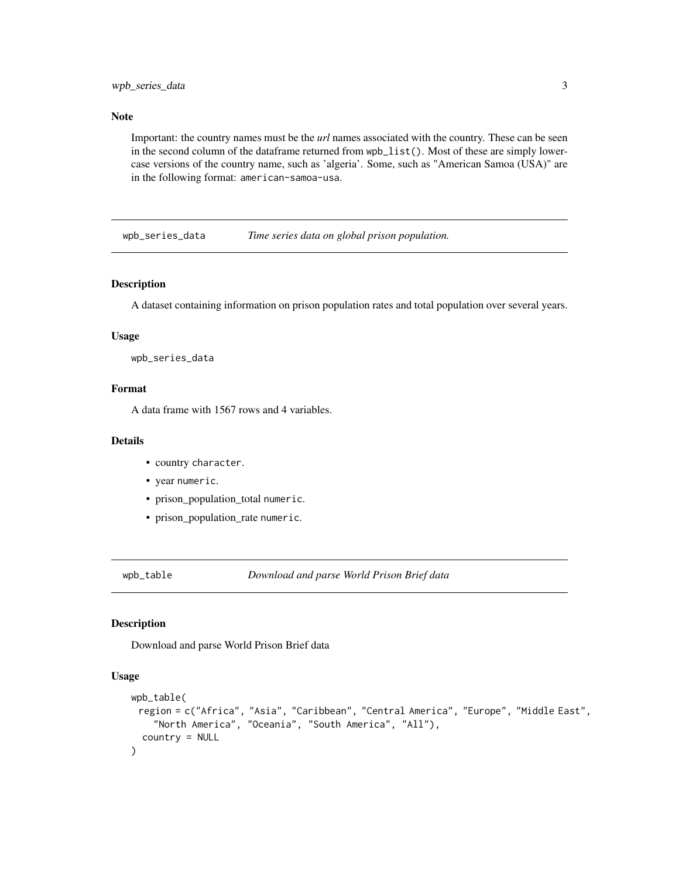### Note

Important: the country names must be the *url* names associated with the country. These can be seen in the second column of the dataframe returned from `wpb_list()`. Most of these are simply lower-case versions of the country name, such as 'algeria'. Some, such as "American Samoa (USA)" are in the following format: `american-samoa-usa`.

---

## wpb_series_data — *Time series data on global prison population.*

### Description

A dataset containing information on prison population rates and total population over several years.

### Usage

```
wpb_series_data
```

### Format

A data frame with 1567 rows and 4 variables.

### Details

- country `character`.
- year `numeric`.
- prison_population_total `numeric`.
- prison_population_rate `numeric`.

---

## wpb_table — *Download and parse World Prison Brief data*

### Description

Download and parse World Prison Brief data

### Usage

```
wpb_table(
  region = c("Africa", "Asia", "Caribbean", "Central America", "Europe", "Middle East",
    "North America", "Oceania", "South America", "All"),
  country = NULL
)
```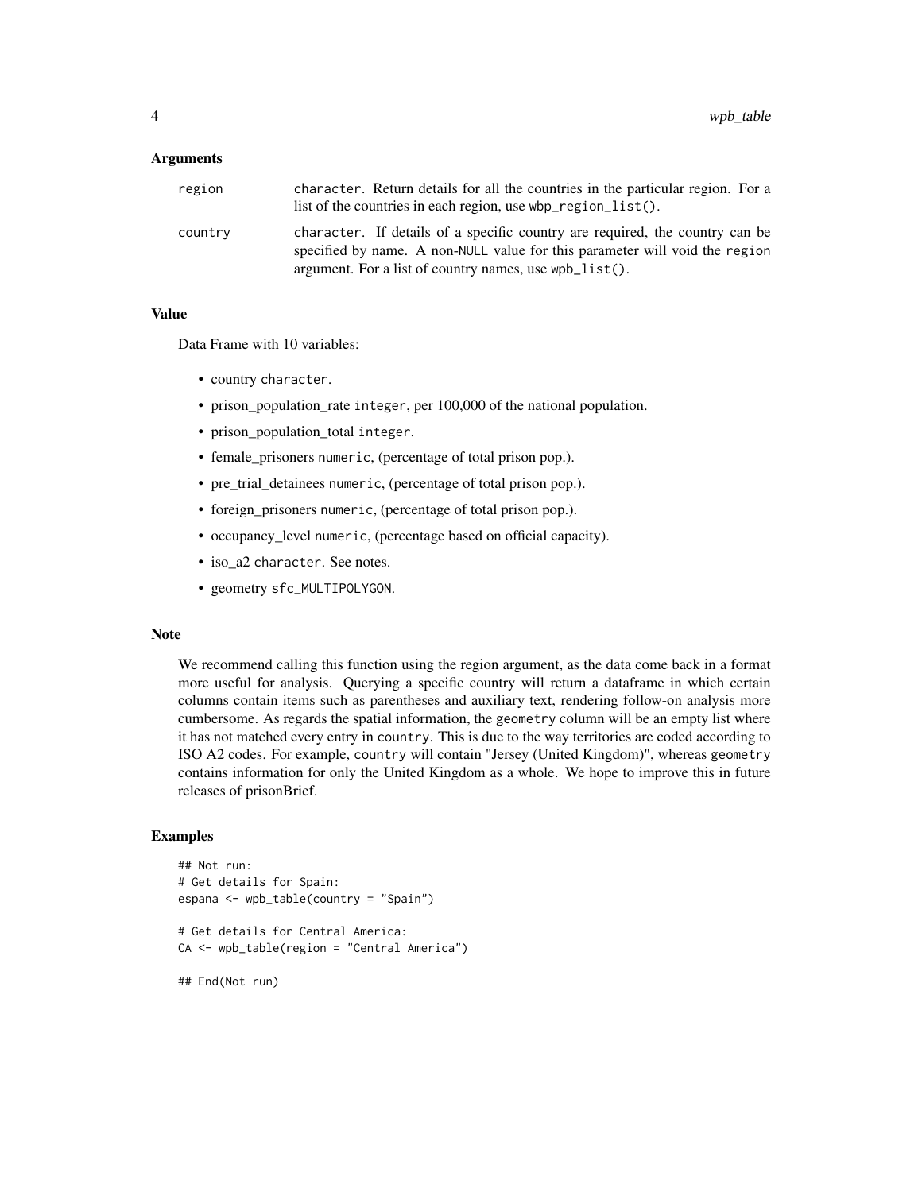## Arguments

| | |
|---|---|
| region | character. Return details for all the countries in the particular region. For a list of the countries in each region, use wbp_region_list(). |
| country | character. If details of a specific country are required, the country can be specified by name. A non-NULL value for this parameter will void the region argument. For a list of country names, use wpb_list(). |

## Value

Data Frame with 10 variables:

- country character.
- prison_population_rate integer, per 100,000 of the national population.
- prison_population_total integer.
- female_prisoners numeric, (percentage of total prison pop.).
- pre_trial_detainees numeric, (percentage of total prison pop.).
- foreign_prisoners numeric, (percentage of total prison pop.).
- occupancy_level numeric, (percentage based on official capacity).
- iso_a2 character. See notes.
- geometry sfc_MULTIPOLYGON.

## Note

We recommend calling this function using the region argument, as the data come back in a format more useful for analysis. Querying a specific country will return a dataframe in which certain columns contain items such as parentheses and auxiliary text, rendering follow-on analysis more cumbersome. As regards the spatial information, the geometry column will be an empty list where it has not matched every entry in country. This is due to the way territories are coded according to ISO A2 codes. For example, country will contain "Jersey (United Kingdom)", whereas geometry contains information for only the United Kingdom as a whole. We hope to improve this in future releases of prisonBrief.

## Examples

```
## Not run:
# Get details for Spain:
espana <- wpb_table(country = "Spain")

# Get details for Central America:
CA <- wpb_table(region = "Central America")

## End(Not run)
```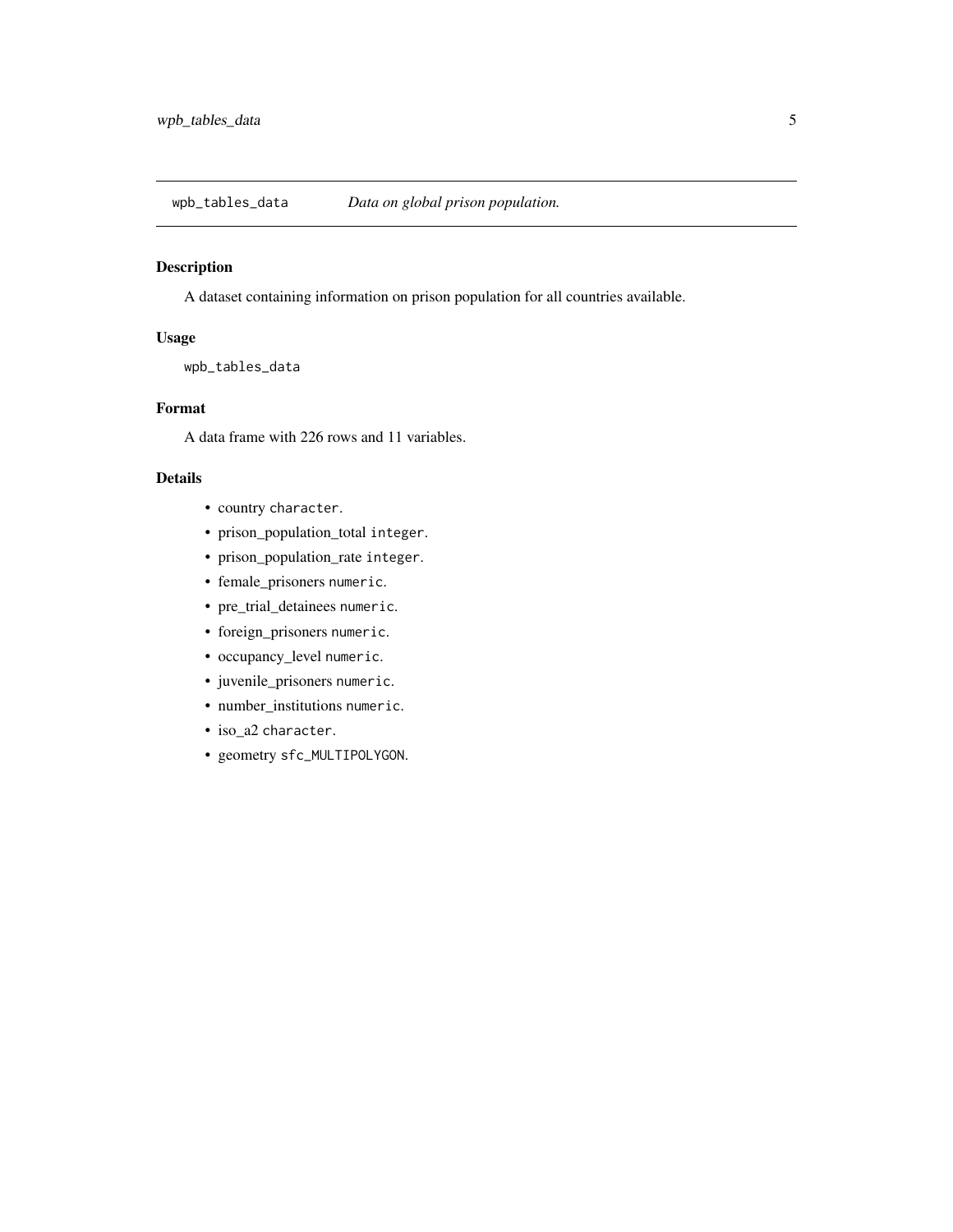`wpb_tables_data` *Data on global prison population.*

### Description

A dataset containing information on prison population for all countries available.

### Usage

```
wpb_tables_data
```

### Format

A data frame with 226 rows and 11 variables.

### Details

- country `character`.
- prison_population_total `integer`.
- prison_population_rate `integer`.
- female_prisoners `numeric`.
- pre_trial_detainees `numeric`.
- foreign_prisoners `numeric`.
- occupancy_level `numeric`.
- juvenile_prisoners `numeric`.
- number_institutions `numeric`.
- iso_a2 `character`.
- geometry `sfc_MULTIPOLYGON`.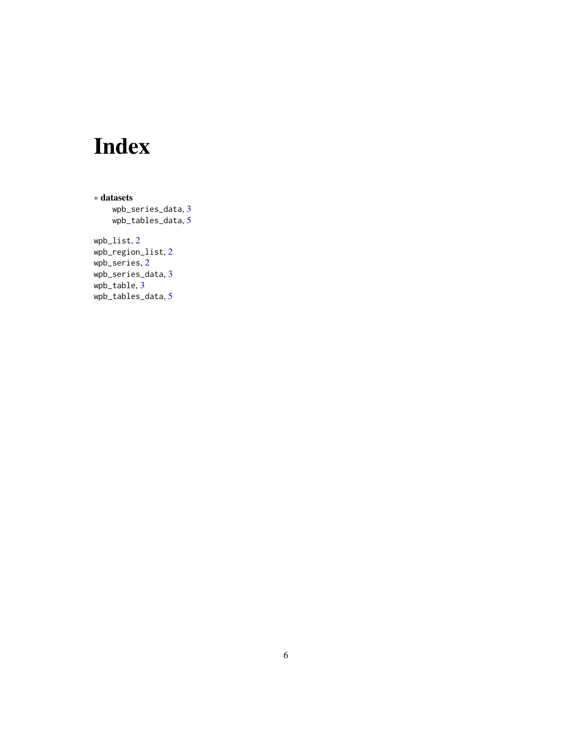# Index

∗ **datasets**
  wpb_series_data, 3
  wpb_tables_data, 5

wpb_list, 2
wpb_region_list, 2
wpb_series, 2
wpb_series_data, 3
wpb_table, 3
wpb_tables_data, 5